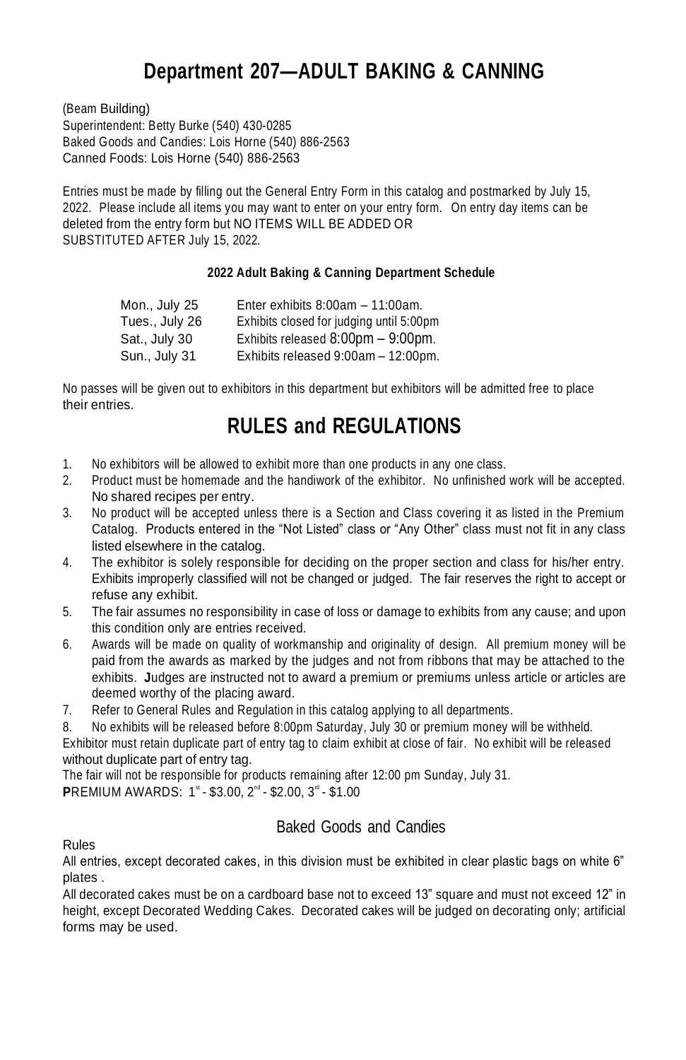# Department 207—ADULT BAKING & CANNING

(Beam Building)
Superintendent: Betty Burke (540) 430-0285
Baked Goods and Candies: Lois Horne (540) 886-2563
Canned Foods: Lois Horne (540) 886-2563

Entries must be made by filling out the General Entry Form in this catalog and postmarked by July 15, 2022. Please include all items you may want to enter on your entry form. On entry day items can be deleted from the entry form but NO ITEMS WILL BE ADDED OR SUBSTITUTED AFTER July 15, 2022.

**2022 Adult Baking & Canning Department Schedule**

| | |
|---|---|
| Mon., July 25 | Enter exhibits 8:00am – 11:00am. |
| Tues., July 26 | Exhibits closed for judging until 5:00pm |
| Sat., July 30 | Exhibits released 8:00pm – 9:00pm. |
| Sun., July 31 | Exhibits released 9:00am – 12:00pm. |

No passes will be given out to exhibitors in this department but exhibitors will be admitted free to place their entries.

# RULES and REGULATIONS

1. No exhibitors will be allowed to exhibit more than one products in any one class.
2. Product must be homemade and the handiwork of the exhibitor. No unfinished work will be accepted. No shared recipes per entry.
3. No product will be accepted unless there is a Section and Class covering it as listed in the Premium Catalog. Products entered in the "Not Listed" class or "Any Other" class must not fit in any class listed elsewhere in the catalog.
4. The exhibitor is solely responsible for deciding on the proper section and class for his/her entry. Exhibits improperly classified will not be changed or judged. The fair reserves the right to accept or refuse any exhibit.
5. The fair assumes no responsibility in case of loss or damage to exhibits from any cause; and upon this condition only are entries received.
6. Awards will be made on quality of workmanship and originality of design. All premium money will be paid from the awards as marked by the judges and not from ribbons that may be attached to the exhibits. **J**udges are instructed not to award a premium or premiums unless article or articles are deemed worthy of the placing award.
7. Refer to General Rules and Regulation in this catalog applying to all departments.
8. No exhibits will be released before 8:00pm Saturday, July 30 or premium money will be withheld.

Exhibitor must retain duplicate part of entry tag to claim exhibit at close of fair. No exhibit will be released without duplicate part of entry tag.

The fair will not be responsible for products remaining after 12:00 pm Sunday, July 31.

**P**REMIUM AWARDS: 1st - $3.00, 2nd - $2.00, 3rd - $1.00

## Baked Goods and Candies

Rules

All entries, except decorated cakes, in this division must be exhibited in clear plastic bags on white 6" plates .

All decorated cakes must be on a cardboard base not to exceed 13" square and must not exceed 12" in height, except Decorated Wedding Cakes. Decorated cakes will be judged on decorating only; artificial forms may be used.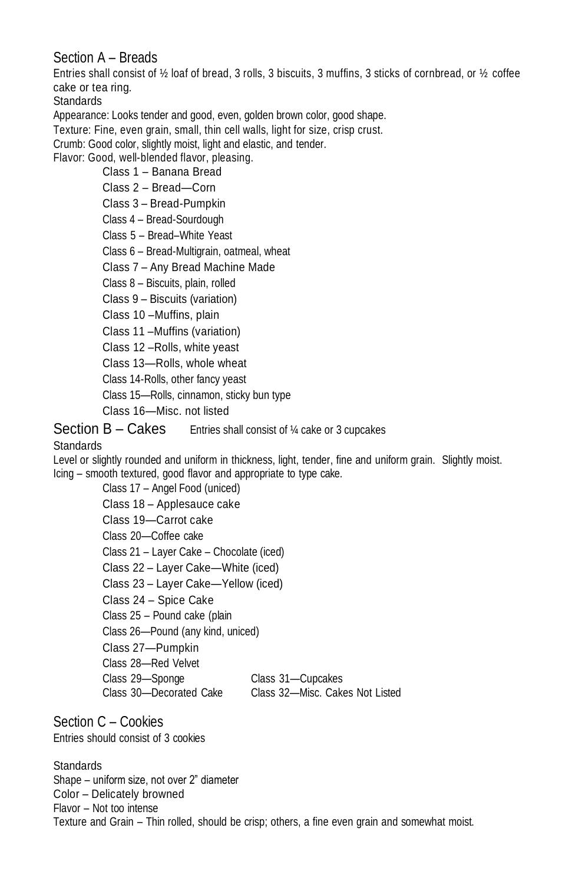## Section A – Breads

Entries shall consist of ½ loaf of bread, 3 rolls, 3 biscuits, 3 muffins, 3 sticks of cornbread, or ½ coffee cake or tea ring.

Standards

Appearance: Looks tender and good, even, golden brown color, good shape.
Texture: Fine, even grain, small, thin cell walls, light for size, crisp crust.
Crumb: Good color, slightly moist, light and elastic, and tender.
Flavor: Good, well-blended flavor, pleasing.

- Class 1 – Banana Bread
- Class 2 – Bread—Corn
- Class 3 – Bread-Pumpkin
- Class 4 – Bread-Sourdough
- Class 5 – Bread–White Yeast
- Class 6 – Bread-Multigrain, oatmeal, wheat
- Class 7 – Any Bread Machine Made
- Class 8 – Biscuits, plain, rolled
- Class 9 – Biscuits (variation)
- Class 10 –Muffins, plain
- Class 11 –Muffins (variation)
- Class 12 –Rolls, white yeast
- Class 13—Rolls, whole wheat
- Class 14-Rolls, other fancy yeast
- Class 15—Rolls, cinnamon, sticky bun type
- Class 16—Misc. not listed

## Section B – Cakes

Entries shall consist of ¼ cake or 3 cupcakes

Standards

Level or slightly rounded and uniform in thickness, light, tender, fine and uniform grain. Slightly moist.
Icing – smooth textured, good flavor and appropriate to type cake.

- Class 17 – Angel Food (uniced)
- Class 18 – Applesauce cake
- Class 19—Carrot cake
- Class 20—Coffee cake
- Class 21 – Layer Cake – Chocolate (iced)
- Class 22 – Layer Cake—White (iced)
- Class 23 – Layer Cake—Yellow (iced)
- Class 24 – Spice Cake
- Class 25 – Pound cake (plain
- Class 26—Pound (any kind, uniced)
- Class 27—Pumpkin
- Class 28—Red Velvet
- Class 29—Sponge
- Class 30—Decorated Cake
- Class 31—Cupcakes
- Class 32—Misc. Cakes Not Listed

## Section C – Cookies

Entries should consist of 3 cookies

Standards

Shape – uniform size, not over 2" diameter
Color – Delicately browned
Flavor – Not too intense
Texture and Grain – Thin rolled, should be crisp; others, a fine even grain and somewhat moist.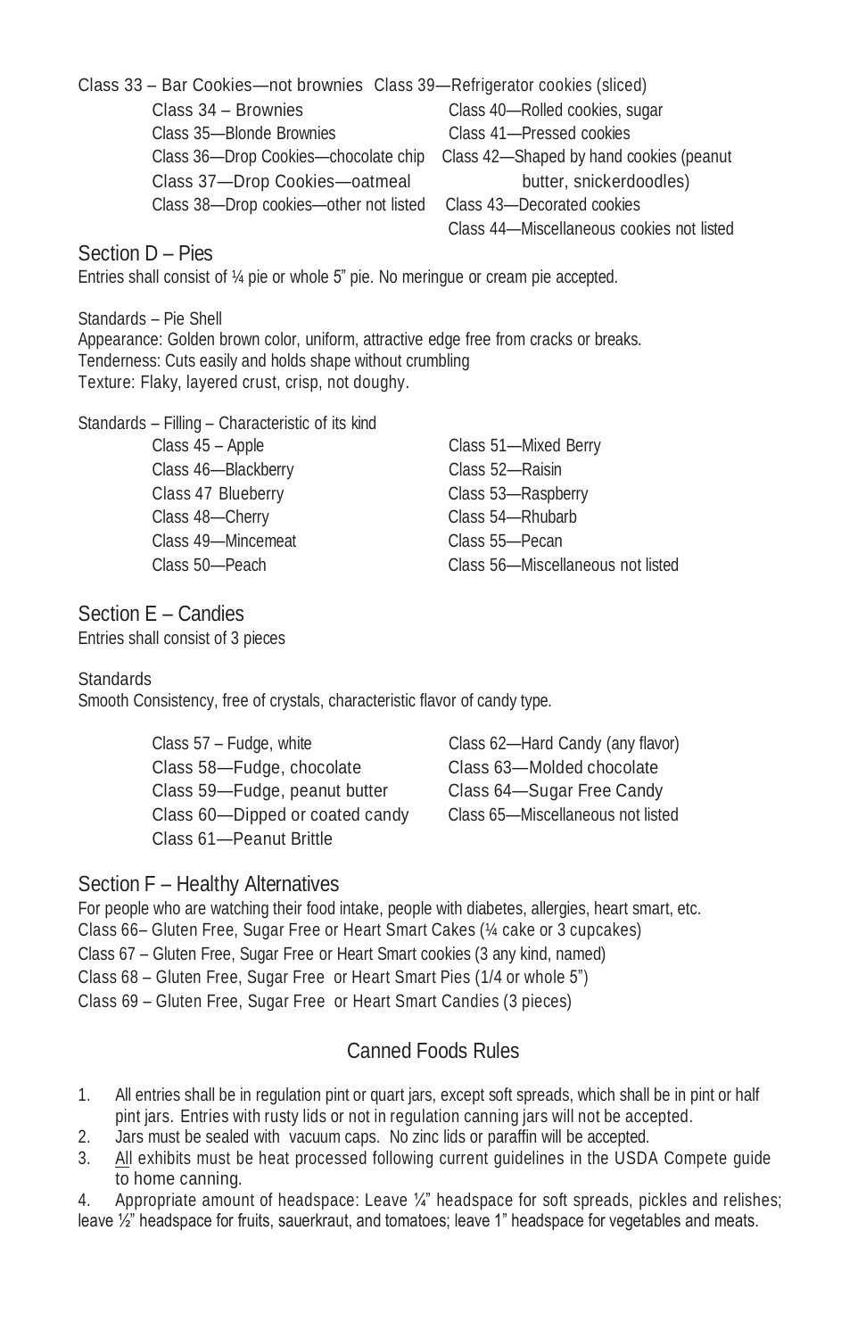Class 33 – Bar Cookies—not brownies
Class 34 – Brownies
Class 35—Blonde Brownies
Class 36—Drop Cookies—chocolate chip
Class 37—Drop Cookies—oatmeal
Class 38—Drop cookies—other not listed
Class 39—Refrigerator cookies (sliced)
Class 40—Rolled cookies, sugar
Class 41—Pressed cookies
Class 42—Shaped by hand cookies (peanut butter, snickerdoodles)
Class 43—Decorated cookies
Class 44—Miscellaneous cookies not listed

## Section D – Pies

Entries shall consist of ¼ pie or whole 5" pie. No meringue or cream pie accepted.

Standards – Pie Shell
Appearance: Golden brown color, uniform, attractive edge free from cracks or breaks.
Tenderness: Cuts easily and holds shape without crumbling
Texture: Flaky, layered crust, crisp, not doughy.

Standards – Filling – Characteristic of its kind

Class 45 – Apple
Class 46—Blackberry
Class 47 Blueberry
Class 48—Cherry
Class 49—Mincemeat
Class 50—Peach
Class 51—Mixed Berry
Class 52—Raisin
Class 53—Raspberry
Class 54—Rhubarb
Class 55—Pecan
Class 56—Miscellaneous not listed

## Section E – Candies

Entries shall consist of 3 pieces

Standards
Smooth Consistency, free of crystals, characteristic flavor of candy type.

Class 57 – Fudge, white
Class 58—Fudge, chocolate
Class 59—Fudge, peanut butter
Class 60—Dipped or coated candy
Class 61—Peanut Brittle
Class 62—Hard Candy (any flavor)
Class 63—Molded chocolate
Class 64—Sugar Free Candy
Class 65—Miscellaneous not listed

## Section F – Healthy Alternatives

For people who are watching their food intake, people with diabetes, allergies, heart smart, etc.
Class 66– Gluten Free, Sugar Free or Heart Smart Cakes (¼ cake or 3 cupcakes)
Class 67 – Gluten Free, Sugar Free or Heart Smart cookies (3 any kind, named)
Class 68 – Gluten Free, Sugar Free or Heart Smart Pies (1/4 or whole 5")
Class 69 – Gluten Free, Sugar Free or Heart Smart Candies (3 pieces)

## Canned Foods Rules

1. All entries shall be in regulation pint or quart jars, except soft spreads, which shall be in pint or half pint jars. Entries with rusty lids or not in regulation canning jars will not be accepted.
2. Jars must be sealed with vacuum caps. No zinc lids or paraffin will be accepted.
3. All exhibits must be heat processed following current guidelines in the USDA Compete guide to home canning.
4. Appropriate amount of headspace: Leave ¼" headspace for soft spreads, pickles and relishes; leave ½" headspace for fruits, sauerkraut, and tomatoes; leave 1" headspace for vegetables and meats.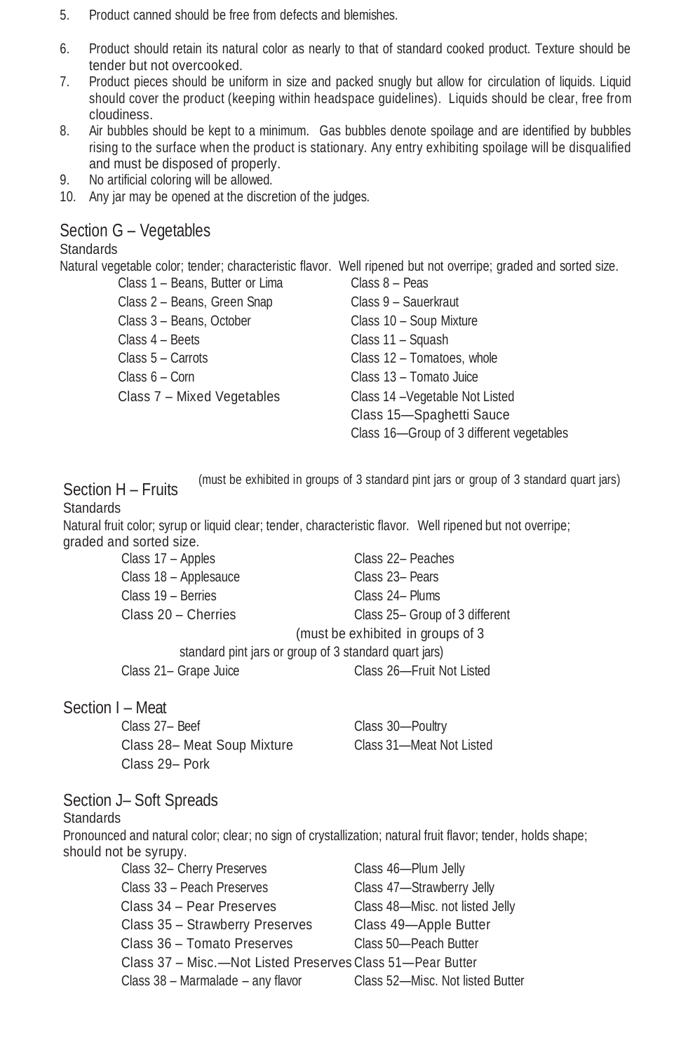5. Product canned should be free from defects and blemishes.
6. Product should retain its natural color as nearly to that of standard cooked product. Texture should be tender but not overcooked.
7. Product pieces should be uniform in size and packed snugly but allow for circulation of liquids. Liquid should cover the product (keeping within headspace guidelines). Liquids should be clear, free from cloudiness.
8. Air bubbles should be kept to a minimum. Gas bubbles denote spoilage and are identified by bubbles rising to the surface when the product is stationary. Any entry exhibiting spoilage will be disqualified and must be disposed of properly.
9. No artificial coloring will be allowed.
10. Any jar may be opened at the discretion of the judges.

## Section G – Vegetables

Standards

Natural vegetable color; tender; characteristic flavor. Well ripened but not overripe; graded and sorted size.

- Class 1 – Beans, Butter or Lima
- Class 2 – Beans, Green Snap
- Class 3 – Beans, October
- Class 4 – Beets
- Class 5 – Carrots
- Class 6 – Corn
- Class 7 – Mixed Vegetables
- Class 8 – Peas
- Class 9 – Sauerkraut
- Class 10 – Soup Mixture
- Class 11 – Squash
- Class 12 – Tomatoes, whole
- Class 13 – Tomato Juice
- Class 14 –Vegetable Not Listed
- Class 15—Spaghetti Sauce
- Class 16—Group of 3 different vegetables (must be exhibited in groups of 3 standard pint jars or group of 3 standard quart jars)

## Section H – Fruits

Standards

Natural fruit color; syrup or liquid clear; tender, characteristic flavor. Well ripened but not overripe; graded and sorted size.

- Class 17 – Apples
- Class 18 – Applesauce
- Class 19 – Berries
- Class 20 – Cherries
- Class 21– Grape Juice
- Class 22– Peaches
- Class 23– Pears
- Class 24– Plums
- Class 25– Group of 3 different (must be exhibited in groups of 3 standard pint jars or group of 3 standard quart jars)
- Class 26—Fruit Not Listed

## Section I – Meat

- Class 27– Beef
- Class 28– Meat Soup Mixture
- Class 29– Pork
- Class 30—Poultry
- Class 31—Meat Not Listed

## Section J– Soft Spreads

Standards

Pronounced and natural color; clear; no sign of crystallization; natural fruit flavor; tender, holds shape; should not be syrupy.

- Class 32– Cherry Preserves
- Class 33 – Peach Preserves
- Class 34 – Pear Preserves
- Class 35 – Strawberry Preserves
- Class 36 – Tomato Preserves
- Class 37 – Misc.—Not Listed Preserves
- Class 38 – Marmalade – any flavor
- Class 46—Plum Jelly
- Class 47—Strawberry Jelly
- Class 48—Misc. not listed Jelly
- Class 49—Apple Butter
- Class 50—Peach Butter
- Class 51—Pear Butter
- Class 52—Misc. Not listed Butter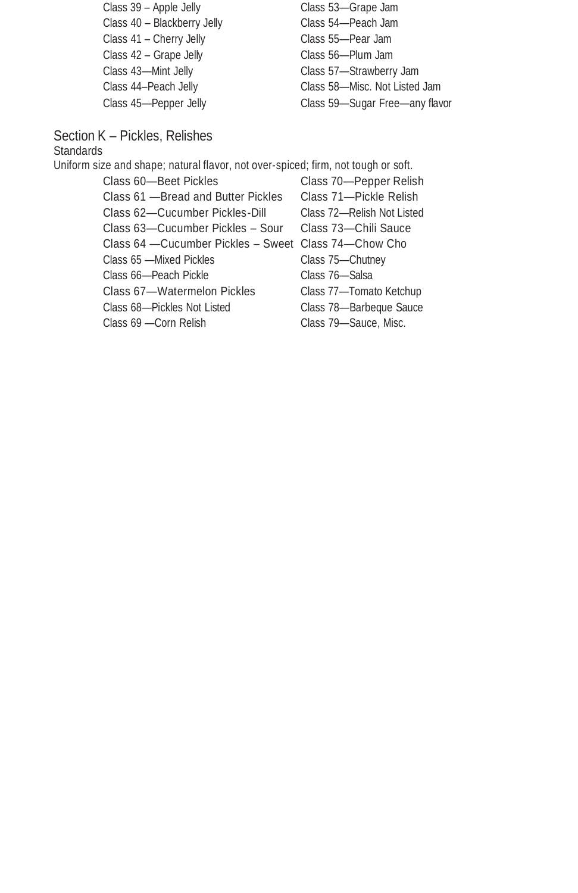Class 39 – Apple Jelly
Class 40 – Blackberry Jelly
Class 41 – Cherry Jelly
Class 42 – Grape Jelly
Class 43—Mint Jelly
Class 44–Peach Jelly
Class 45—Pepper Jelly
Class 53—Grape Jam
Class 54—Peach Jam
Class 55—Pear Jam
Class 56—Plum Jam
Class 57—Strawberry Jam
Class 58—Misc. Not Listed Jam
Class 59—Sugar Free—any flavor

## Section K – Pickles, Relishes

Standards

Uniform size and shape; natural flavor, not over-spiced; firm, not tough or soft.

Class 60—Beet Pickles
Class 61 —Bread and Butter Pickles
Class 62—Cucumber Pickles-Dill
Class 63—Cucumber Pickles – Sour
Class 64 —Cucumber Pickles – Sweet
Class 65 —Mixed Pickles
Class 66—Peach Pickle
Class 67—Watermelon Pickles
Class 68—Pickles Not Listed
Class 69 —Corn Relish
Class 70—Pepper Relish
Class 71—Pickle Relish
Class 72—Relish Not Listed
Class 73—Chili Sauce
Class 74—Chow Cho
Class 75—Chutney
Class 76—Salsa
Class 77—Tomato Ketchup
Class 78—Barbeque Sauce
Class 79—Sauce, Misc.